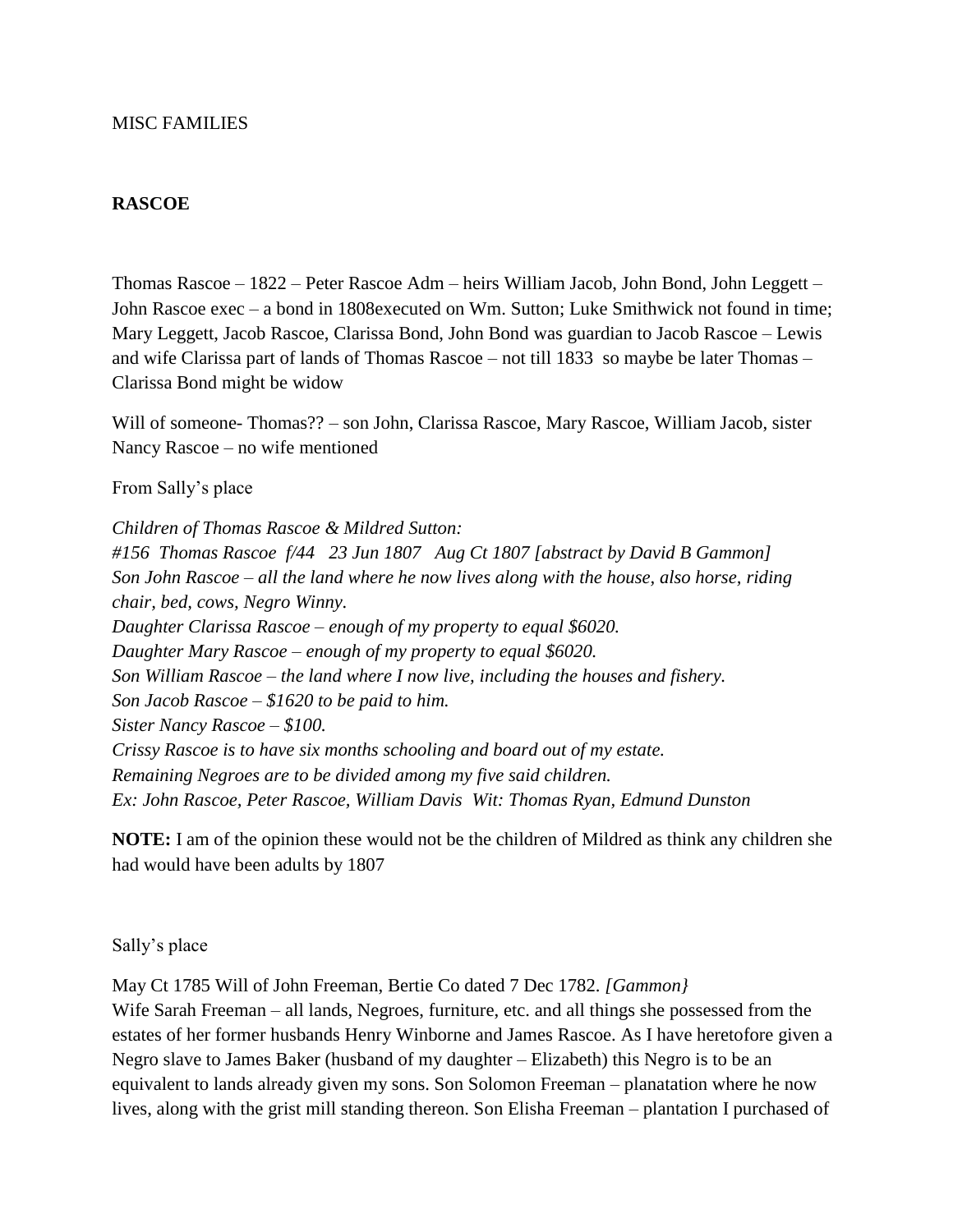MISC FAMILIES

## RASCOE

Thomas Rascoe – 1822 – Peter Rascoe Adm – heirs William Jacob, John Bond, John Leggett – John Rascoe exec – a bond in 1808executed on Wm. Sutton; Luke Smithwick not found in time; Mary Leggett, Jacob Rascoe, Clarissa Bond, John Bond was guardian to Jacob Rascoe – Lewis and wife Clarissa part of lands of Thomas Rascoe – not till 1833 so maybe be later Thomas – Clarissa Bond might be widow

Will of someone- Thomas?? – son John, Clarissa Rascoe, Mary Rascoe, William Jacob, sister Nancy Rascoe – no wife mentioned

From Sally's place

*Children of Thomas Rascoe & Mildred Sutton:*
*#156 Thomas Rascoe f/44 23 Jun 1807 Aug Ct 1807 [abstract by David B Gammon]*
*Son John Rascoe – all the land where he now lives along with the house, also horse, riding chair, bed, cows, Negro Winny.*
*Daughter Clarissa Rascoe – enough of my property to equal $6020.*
*Daughter Mary Rascoe – enough of my property to equal $6020.*
*Son William Rascoe – the land where I now live, including the houses and fishery.*
*Son Jacob Rascoe – $1620 to be paid to him.*
*Sister Nancy Rascoe – $100.*
*Crissy Rascoe is to have six months schooling and board out of my estate.*
*Remaining Negroes are to be divided among my five said children.*
*Ex: John Rascoe, Peter Rascoe, William Davis Wit: Thomas Ryan, Edmund Dunston*

**NOTE:** I am of the opinion these would not be the children of Mildred as think any children she had would have been adults by 1807

Sally's place

May Ct 1785 Will of John Freeman, Bertie Co dated 7 Dec 1782. *[Gammon}*
Wife Sarah Freeman – all lands, Negroes, furniture, etc. and all things she possessed from the estates of her former husbands Henry Winborne and James Rascoe. As I have heretofore given a Negro slave to James Baker (husband of my daughter – Elizabeth) this Negro is to be an equivalent to lands already given my sons. Son Solomon Freeman – planatation where he now lives, along with the grist mill standing thereon. Son Elisha Freeman – plantation I purchased of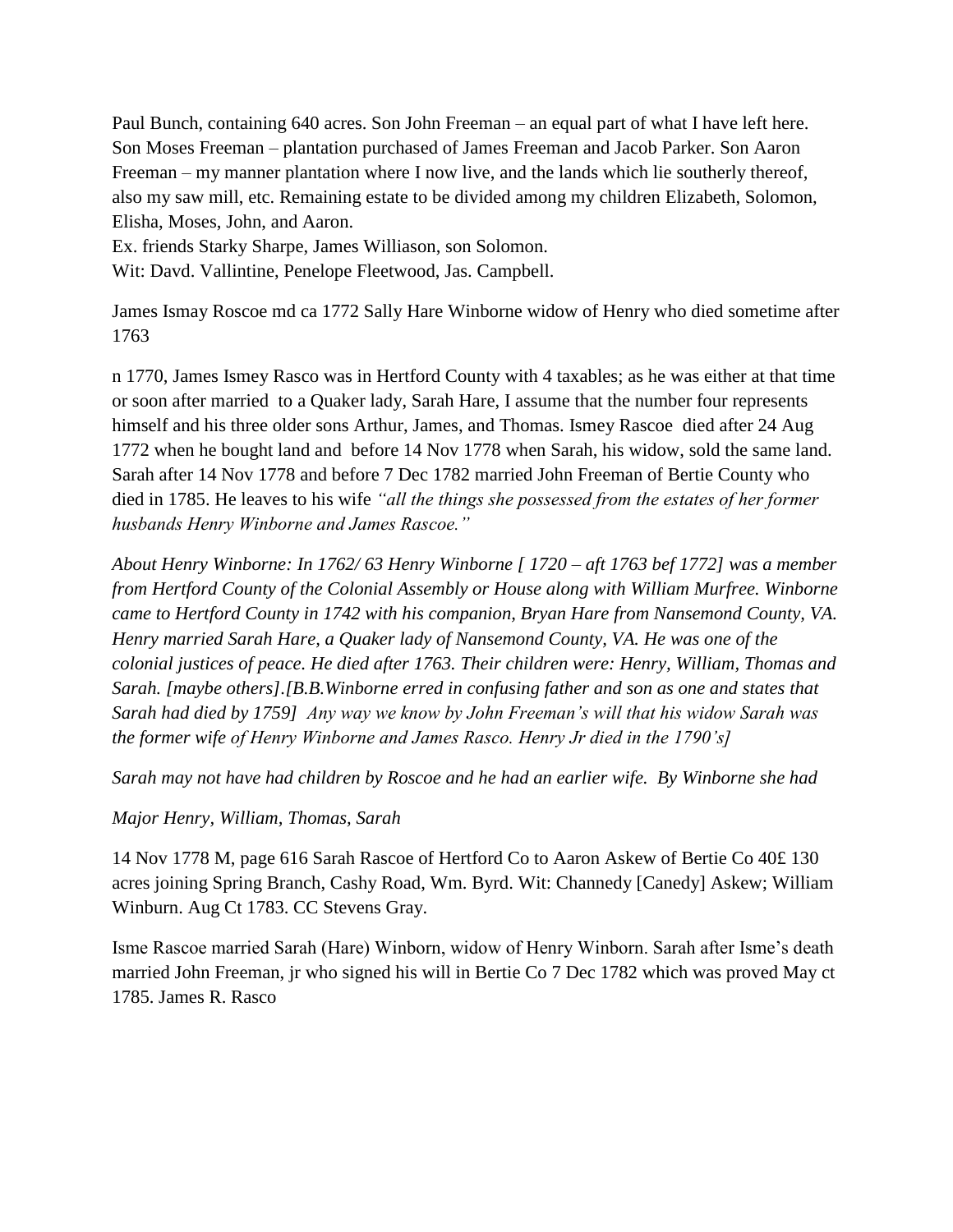Paul Bunch, containing 640 acres. Son John Freeman – an equal part of what I have left here. Son Moses Freeman – plantation purchased of James Freeman and Jacob Parker. Son Aaron Freeman – my manner plantation where I now live, and the lands which lie southerly thereof, also my saw mill, etc. Remaining estate to be divided among my children Elizabeth, Solomon, Elisha, Moses, John, and Aaron.
Ex. friends Starky Sharpe, James Williason, son Solomon.
Wit: Davd. Vallintine, Penelope Fleetwood, Jas. Campbell.

James Ismay Roscoe md ca 1772 Sally Hare Winborne widow of Henry who died sometime after 1763

n 1770, James Ismey Rasco was in Hertford County with 4 taxables; as he was either at that time or soon after married to a Quaker lady, Sarah Hare, I assume that the number four represents himself and his three older sons Arthur, James, and Thomas. Ismey Rascoe died after 24 Aug 1772 when he bought land and before 14 Nov 1778 when Sarah, his widow, sold the same land. Sarah after 14 Nov 1778 and before 7 Dec 1782 married John Freeman of Bertie County who died in 1785. He leaves to his wife *"all the things she possessed from the estates of her former husbands Henry Winborne and James Rascoe."*

*About Henry Winborne: In 1762/ 63 Henry Winborne [ 1720 – aft 1763 bef 1772] was a member from Hertford County of the Colonial Assembly or House along with William Murfree. Winborne came to Hertford County in 1742 with his companion, Bryan Hare from Nansemond County, VA. Henry married Sarah Hare, a Quaker lady of Nansemond County, VA. He was one of the colonial justices of peace. He died after 1763. Their children were: Henry, William, Thomas and Sarah. [maybe others].[B.B.Winborne erred in confusing father and son as one and states that Sarah had died by 1759] Any way we know by John Freeman's will that his widow Sarah was the former wife of Henry Winborne and James Rasco. Henry Jr died in the 1790's]*

*Sarah may not have had children by Roscoe and he had an earlier wife. By Winborne she had*

*Major Henry, William, Thomas, Sarah*

14 Nov 1778 M, page 616 Sarah Rascoe of Hertford Co to Aaron Askew of Bertie Co 40£ 130 acres joining Spring Branch, Cashy Road, Wm. Byrd. Wit: Channedy [Canedy] Askew; William Winburn. Aug Ct 1783. CC Stevens Gray.

Isme Rascoe married Sarah (Hare) Winborn, widow of Henry Winborn. Sarah after Isme's death married John Freeman, jr who signed his will in Bertie Co 7 Dec 1782 which was proved May ct 1785. James R. Rasco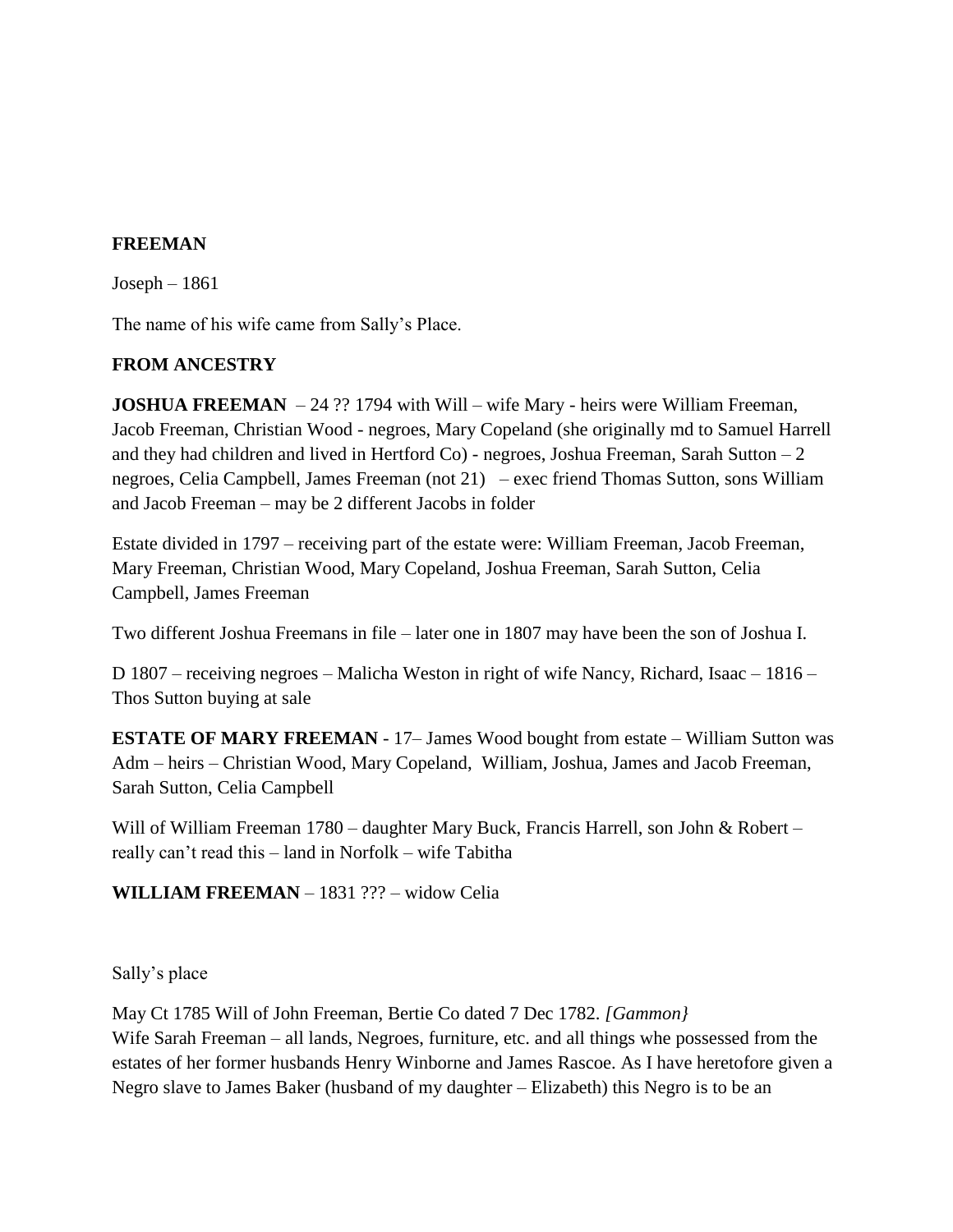**FREEMAN**

Joseph – 1861

The name of his wife came from Sally's Place.

**FROM ANCESTRY**

**JOSHUA FREEMAN** – 24 ?? 1794 with Will – wife Mary - heirs were William Freeman, Jacob Freeman, Christian Wood - negroes, Mary Copeland (she originally md to Samuel Harrell and they had children and lived in Hertford Co) - negroes, Joshua Freeman, Sarah Sutton – 2 negroes, Celia Campbell, James Freeman (not 21) – exec friend Thomas Sutton, sons William and Jacob Freeman – may be 2 different Jacobs in folder

Estate divided in 1797 – receiving part of the estate were: William Freeman, Jacob Freeman, Mary Freeman, Christian Wood, Mary Copeland, Joshua Freeman, Sarah Sutton, Celia Campbell, James Freeman

Two different Joshua Freemans in file – later one in 1807 may have been the son of Joshua I.

D 1807 – receiving negroes – Malicha Weston in right of wife Nancy, Richard, Isaac – 1816 – Thos Sutton buying at sale

**ESTATE OF MARY FREEMAN** - 17– James Wood bought from estate – William Sutton was Adm – heirs – Christian Wood, Mary Copeland, William, Joshua, James and Jacob Freeman, Sarah Sutton, Celia Campbell

Will of William Freeman 1780 – daughter Mary Buck, Francis Harrell, son John & Robert – really can't read this – land in Norfolk – wife Tabitha

**WILLIAM FREEMAN** – 1831 ??? – widow Celia

Sally's place

May Ct 1785 Will of John Freeman, Bertie Co dated 7 Dec 1782. *[Gammon}*
Wife Sarah Freeman – all lands, Negroes, furniture, etc. and all things whe possessed from the estates of her former husbands Henry Winborne and James Rascoe. As I have heretofore given a Negro slave to James Baker (husband of my daughter – Elizabeth) this Negro is to be an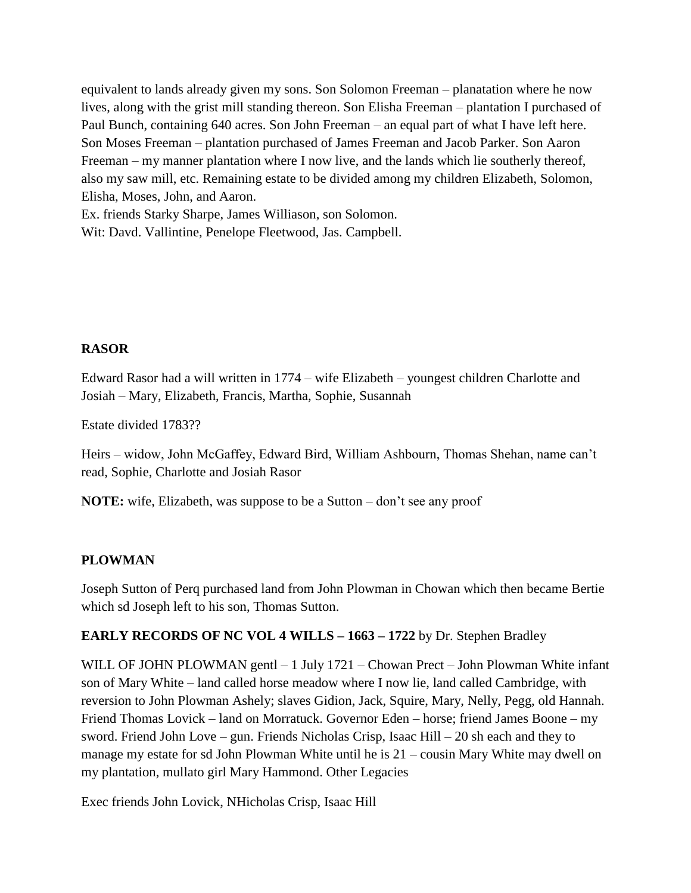equivalent to lands already given my sons. Son Solomon Freeman – planatation where he now lives, along with the grist mill standing thereon. Son Elisha Freeman – plantation I purchased of Paul Bunch, containing 640 acres. Son John Freeman – an equal part of what I have left here. Son Moses Freeman – plantation purchased of James Freeman and Jacob Parker. Son Aaron Freeman – my manner plantation where I now live, and the lands which lie southerly thereof, also my saw mill, etc. Remaining estate to be divided among my children Elizabeth, Solomon, Elisha, Moses, John, and Aaron.
Ex. friends Starky Sharpe, James Williason, son Solomon.
Wit: Davd. Vallintine, Penelope Fleetwood, Jas. Campbell.

**RASOR**

Edward Rasor had a will written in 1774 – wife Elizabeth – youngest children Charlotte and Josiah – Mary, Elizabeth, Francis, Martha, Sophie, Susannah

Estate divided 1783??

Heirs – widow, John McGaffey, Edward Bird, William Ashbourn, Thomas Shehan, name can't read, Sophie, Charlotte and Josiah Rasor

**NOTE:** wife, Elizabeth, was suppose to be a Sutton – don't see any proof

**PLOWMAN**

Joseph Sutton of Perq purchased land from John Plowman in Chowan which then became Bertie which sd Joseph left to his son, Thomas Sutton.

**EARLY RECORDS OF NC VOL 4 WILLS – 1663 – 1722** by Dr. Stephen Bradley

WILL OF JOHN PLOWMAN gentl – 1 July 1721 – Chowan Prect – John Plowman White infant son of Mary White – land called horse meadow where I now lie, land called Cambridge, with reversion to John Plowman Ashely; slaves Gidion, Jack, Squire, Mary, Nelly, Pegg, old Hannah. Friend Thomas Lovick – land on Morratuck. Governor Eden – horse; friend James Boone – my sword. Friend John Love – gun. Friends Nicholas Crisp, Isaac Hill – 20 sh each and they to manage my estate for sd John Plowman White until he is 21 – cousin Mary White may dwell on my plantation, mullato girl Mary Hammond. Other Legacies

Exec friends John Lovick, NHicholas Crisp, Isaac Hill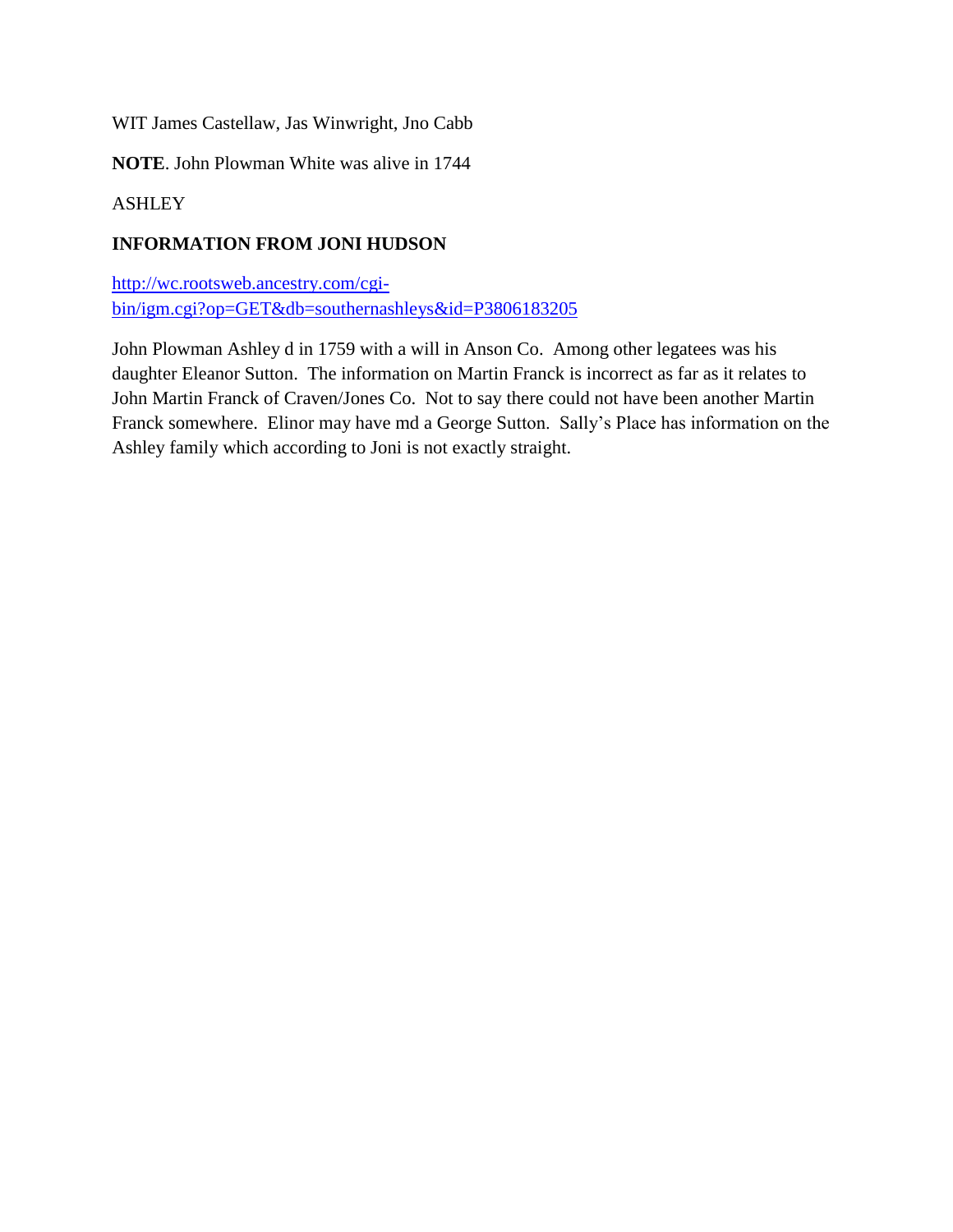WIT James Castellaw, Jas Winwright, Jno Cabb

**NOTE**. John Plowman White was alive in 1744

ASHLEY

**INFORMATION FROM JONI HUDSON**

[http://wc.rootsweb.ancestry.com/cgi-bin/igm.cgi?op=GET&db=southernashleys&id=P3806183205](http://wc.rootsweb.ancestry.com/cgi-bin/igm.cgi?op=GET&db=southernashleys&id=P3806183205)

John Plowman Ashley d in 1759 with a will in Anson Co. Among other legatees was his daughter Eleanor Sutton. The information on Martin Franck is incorrect as far as it relates to John Martin Franck of Craven/Jones Co. Not to say there could not have been another Martin Franck somewhere. Elinor may have md a George Sutton. Sally's Place has information on the Ashley family which according to Joni is not exactly straight.